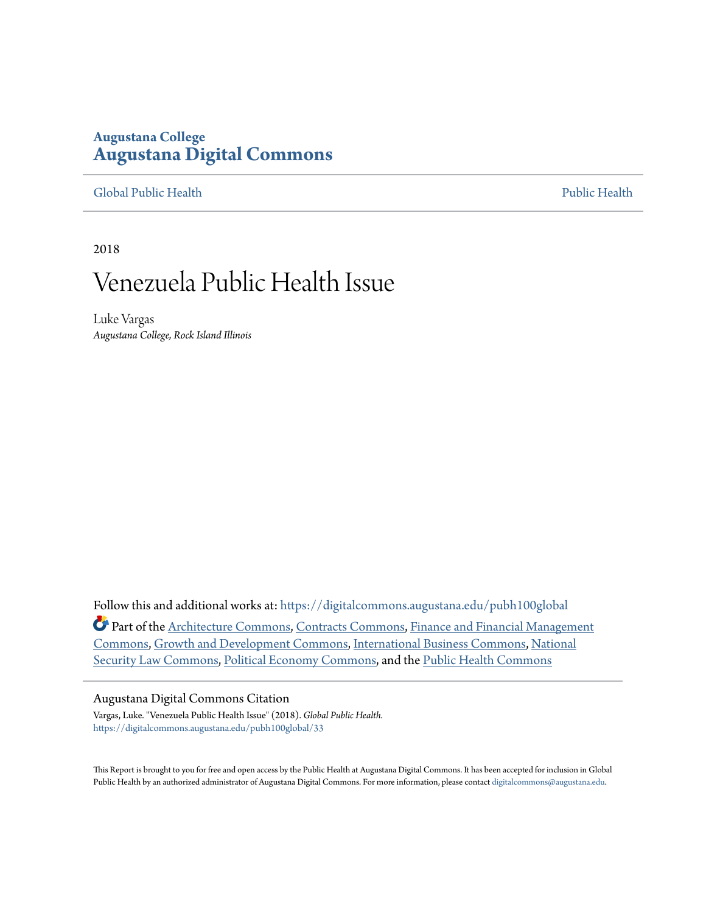**Augustana College**
**Augustana Digital Commons**

Global Public Health | Public Health

2018

# Venezuela Public Health Issue

Luke Vargas
*Augustana College, Rock Island Illinois*

Follow this and additional works at: https://digitalcommons.augustana.edu/pubh100global

Part of the Architecture Commons, Contracts Commons, Finance and Financial Management Commons, Growth and Development Commons, International Business Commons, National Security Law Commons, Political Economy Commons, and the Public Health Commons

---

Augustana Digital Commons Citation

Vargas, Luke. "Venezuela Public Health Issue" (2018). *Global Public Health.*
https://digitalcommons.augustana.edu/pubh100global/33

This Report is brought to you for free and open access by the Public Health at Augustana Digital Commons. It has been accepted for inclusion in Global Public Health by an authorized administrator of Augustana Digital Commons. For more information, please contact digitalcommons@augustana.edu.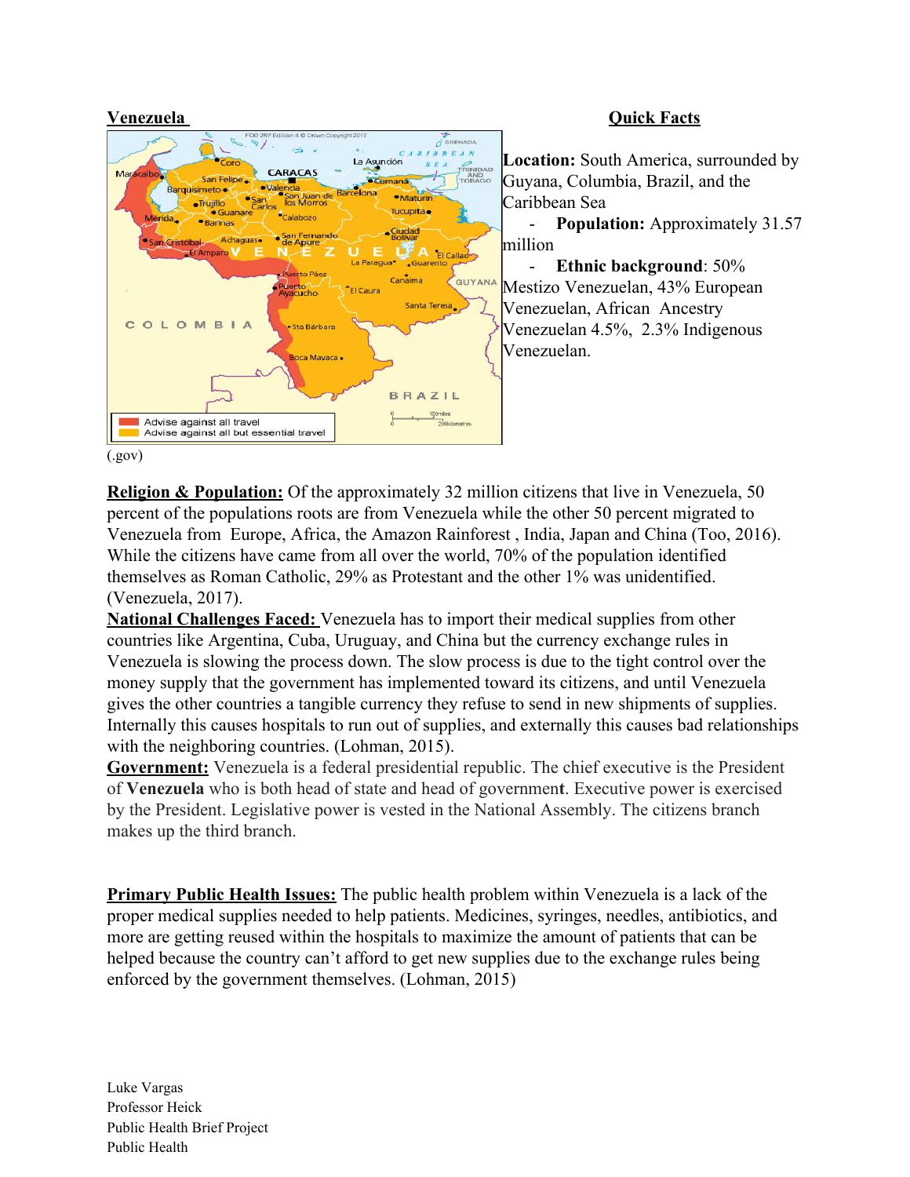**Venezuela**

**Quick Facts**

**Location:** South America, surrounded by Guyana, Columbia, Brazil, and the Caribbean Sea

- **Population:** Approximately 31.57 million
- **Ethnic background**: 50% Mestizo Venezuelan, 43% European Venezuelan, African Ancestry Venezuelan 4.5%, 2.3% Indigenous Venezuelan.

(.gov)

**Religion & Population:** Of the approximately 32 million citizens that live in Venezuela, 50 percent of the populations roots are from Venezuela while the other 50 percent migrated to Venezuela from Europe, Africa, the Amazon Rainforest , India, Japan and China (Too, 2016). While the citizens have came from all over the world, 70% of the population identified themselves as Roman Catholic, 29% as Protestant and the other 1% was unidentified. (Venezuela, 2017).

**National Challenges Faced:** Venezuela has to import their medical supplies from other countries like Argentina, Cuba, Uruguay, and China but the currency exchange rules in Venezuela is slowing the process down. The slow process is due to the tight control over the money supply that the government has implemented toward its citizens, and until Venezuela gives the other countries a tangible currency they refuse to send in new shipments of supplies. Internally this causes hospitals to run out of supplies, and externally this causes bad relationships with the neighboring countries. (Lohman, 2015).

**Government:** Venezuela is a federal presidential republic. The chief executive is the President of **Venezuela** who is both head of state and head of governmen**t**. Executive power is exercised by the President. Legislative power is vested in the National Assembly. The citizens branch makes up the third branch.

**Primary Public Health Issues:** The public health problem within Venezuela is a lack of the proper medical supplies needed to help patients. Medicines, syringes, needles, antibiotics, and more are getting reused within the hospitals to maximize the amount of patients that can be helped because the country can't afford to get new supplies due to the exchange rules being enforced by the government themselves. (Lohman, 2015)

Luke Vargas
Professor Heick
Public Health Brief Project
Public Health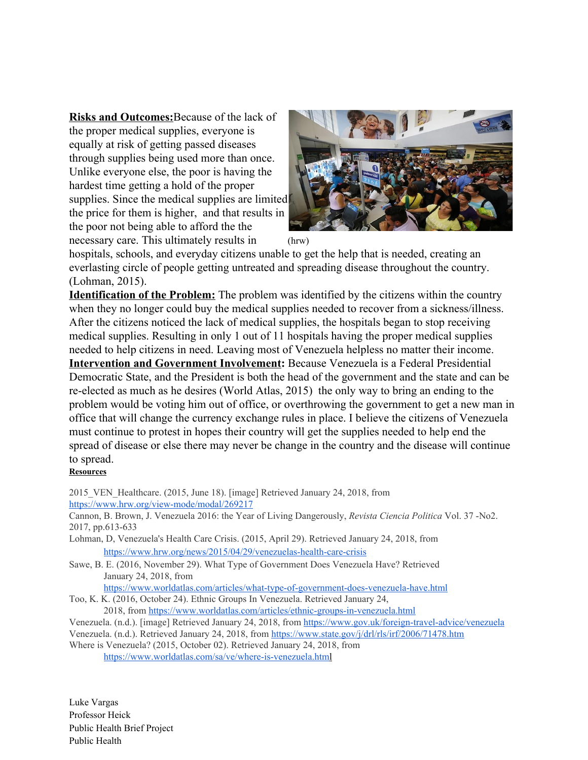**Risks and Outcomes:** Because of the lack of the proper medical supplies, everyone is equally at risk of getting passed diseases through supplies being used more than once. Unlike everyone else, the poor is having the hardest time getting a hold of the proper supplies. Since the medical supplies are limited the price for them is higher, and that results in the poor not being able to afford the the necessary care. This ultimately results in hospitals, schools, and everyday citizens unable to get the help that is needed, creating an everlasting circle of people getting untreated and spreading disease throughout the country. (Lohman, 2015).

(hrw)

**Identification of the Problem:** The problem was identified by the citizens within the country when they no longer could buy the medical supplies needed to recover from a sickness/illness. After the citizens noticed the lack of medical supplies, the hospitals began to stop receiving medical supplies. Resulting in only 1 out of 11 hospitals having the proper medical supplies needed to help citizens in need. Leaving most of Venezuela helpless no matter their income.

**Intervention and Government Involvement:** Because Venezuela is a Federal Presidential Democratic State, and the President is both the head of the government and the state and can be re-elected as much as he desires (World Atlas, 2015) the only way to bring an ending to the problem would be voting him out of office, or overthrowing the government to get a new man in office that will change the currency exchange rules in place. I believe the citizens of Venezuela must continue to protest in hopes their country will get the supplies needed to help end the spread of disease or else there may never be change in the country and the disease will continue to spread.

**Resources**

2015_VEN_Healthcare. (2015, June 18). [image] Retrieved January 24, 2018, from https://www.hrw.org/view-mode/modal/269217

Cannon, B. Brown, J. Venezuela 2016: the Year of Living Dangerously, *Revista Ciencia Politica* Vol. 37 -No2. 2017, pp.613-633

Lohman, D, Venezuela's Health Care Crisis. (2015, April 29). Retrieved January 24, 2018, from https://www.hrw.org/news/2015/04/29/venezuelas-health-care-crisis

Sawe, B. E. (2016, November 29). What Type of Government Does Venezuela Have? Retrieved January 24, 2018, from https://www.worldatlas.com/articles/what-type-of-government-does-venezuela-have.html

Too, K. K. (2016, October 24). Ethnic Groups In Venezuela. Retrieved January 24, 2018, from https://www.worldatlas.com/articles/ethnic-groups-in-venezuela.html

Venezuela. (n.d.). [image] Retrieved January 24, 2018, from https://www.gov.uk/foreign-travel-advice/venezuela

Venezuela. (n.d.). Retrieved January 24, 2018, from https://www.state.gov/j/drl/rls/irf/2006/71478.htm

Where is Venezuela? (2015, October 02). Retrieved January 24, 2018, from https://www.worldatlas.com/sa/ve/where-is-venezuela.html

Luke Vargas
Professor Heick
Public Health Brief Project
Public Health